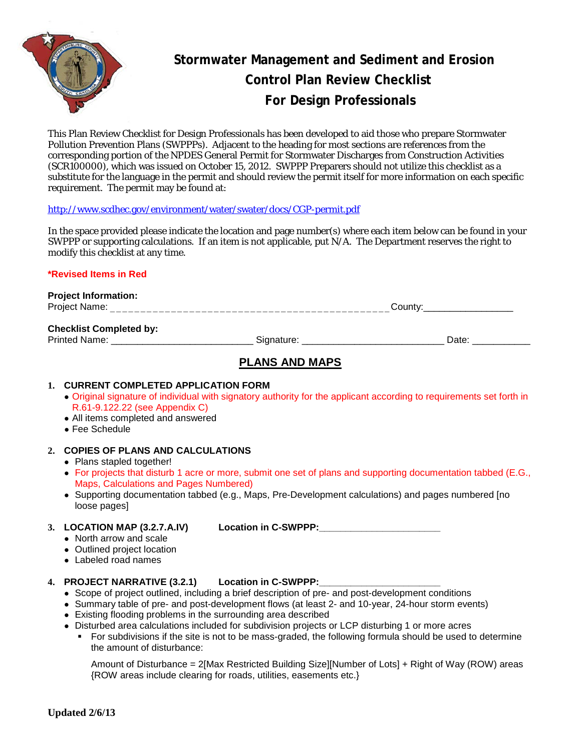# Stormwater Management and Sediment and Erosion Control Plan Review Checklist For Design Professionals

This Plan Review Checklist for Design Professionals has been developed to aid those who prepare Stormwater Pollution Prevention Plans (SWPPPs). Adjacent to the heading for most sections are references from the corresponding portion of the NPDES General Permit for Stormwater Discharges from Construction Activities (SCR100000), which was issued on October 15, 2012. SWPPP Preparers should not utilize this checklist as a substitute for the language in the permit and should review the permit itself for more information on each specific requirement. The permit may be found at:

http://www.scdhec.gov/environment/water/swater/docs/CGP-permit.pdf

In the space provided please indicate the location and page number(s) where each item below can be found in your SWPPP or supporting calculations. If an item is not applicable, put N/A. The Department reserves the right to modify this checklist at any time.

***Revised Items in Red**

**Project Information:**
Project Name: _____________________________________________ County:________________

**Checklist Completed by:**
Printed Name: __________________________ Signature: __________________________ Date: __________

## PLANS AND MAPS

1. **CURRENT COMPLETED APPLICATION FORM**
   - Original signature of individual with signatory authority for the applicant according to requirements set forth in R.61-9.122.22 (see Appendix C)
   - All items completed and answered
   - Fee Schedule

2. **COPIES OF PLANS AND CALCULATIONS**
   - Plans stapled together!
   - For projects that disturb 1 acre or more, submit one set of plans and supporting documentation tabbed (E.G., Maps, Calculations and Pages Numbered)
   - Supporting documentation tabbed (e.g., Maps, Pre-Development calculations) and pages numbered [no loose pages]

3. **LOCATION MAP (3.2.7.A.IV)** **Location in C-SWPPP:**______________________
   - North arrow and scale
   - Outlined project location
   - Labeled road names

4. **PROJECT NARRATIVE (3.2.1)** **Location in C-SWPPP:**______________________
   - Scope of project outlined, including a brief description of pre- and post-development conditions
   - Summary table of pre- and post-development flows (at least 2- and 10-year, 24-hour storm events)
   - Existing flooding problems in the surrounding area described
   - Disturbed area calculations included for subdivision projects or LCP disturbing 1 or more acres
     - For subdivisions if the site is not to be mass-graded, the following formula should be used to determine the amount of disturbance:

       Amount of Disturbance = 2[Max Restricted Building Size][Number of Lots] + Right of Way (ROW) areas {ROW areas include clearing for roads, utilities, easements etc.}

**Updated 2/6/13**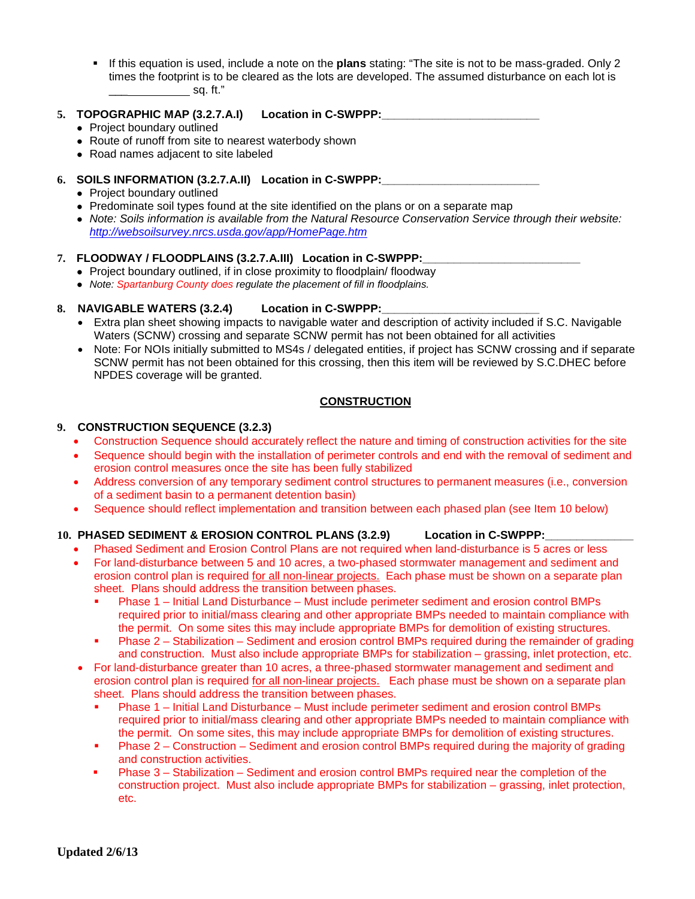- If this equation is used, include a note on the **plans** stating: "The site is not to be mass-graded. Only 2 times the footprint is to be cleared as the lots are developed. The assumed disturbance on each lot is _____________ sq. ft."

**5. TOPOGRAPHIC MAP (3.2.7.A.I) Location in C-SWPPP:_________________________**

- Project boundary outlined
- Route of runoff from site to nearest waterbody shown
- Road names adjacent to site labeled

**6. SOILS INFORMATION (3.2.7.A.II) Location in C-SWPPP:_________________________**

- Project boundary outlined
- Predominate soil types found at the site identified on the plans or on a separate map
- *Note: Soils information is available from the Natural Resource Conservation Service through their website: http://websoilsurvey.nrcs.usda.gov/app/HomePage.htm*

**7. FLOODWAY / FLOODPLAINS (3.2.7.A.III) Location in C-SWPPP:_________________________**

- Project boundary outlined, if in close proximity to floodplain/ floodway
- *Note: Spartanburg County does regulate the placement of fill in floodplains.*

**8. NAVIGABLE WATERS (3.2.4) Location in C-SWPPP:_________________________**

- Extra plan sheet showing impacts to navigable water and description of activity included if S.C. Navigable Waters (SCNW) crossing and separate SCNW permit has not been obtained for all activities
- Note: For NOIs initially submitted to MS4s / delegated entities, if project has SCNW crossing and if separate SCNW permit has not been obtained for this crossing, then this item will be reviewed by S.C.DHEC before NPDES coverage will be granted.

## CONSTRUCTION

**9. CONSTRUCTION SEQUENCE (3.2.3)**

- Construction Sequence should accurately reflect the nature and timing of construction activities for the site
- Sequence should begin with the installation of perimeter controls and end with the removal of sediment and erosion control measures once the site has been fully stabilized
- Address conversion of any temporary sediment control structures to permanent measures (i.e., conversion of a sediment basin to a permanent detention basin)
- Sequence should reflect implementation and transition between each phased plan (see Item 10 below)

**10. PHASED SEDIMENT & EROSION CONTROL PLANS (3.2.9) Location in C-SWPPP:______________**

- Phased Sediment and Erosion Control Plans are not required when land-disturbance is 5 acres or less
- For land-disturbance between 5 and 10 acres, a two-phased stormwater management and sediment and erosion control plan is required for all non-linear projects. Each phase must be shown on a separate plan sheet. Plans should address the transition between phases.
  - Phase 1 – Initial Land Disturbance – Must include perimeter sediment and erosion control BMPs required prior to initial/mass clearing and other appropriate BMPs needed to maintain compliance with the permit. On some sites this may include appropriate BMPs for demolition of existing structures.
  - Phase 2 – Stabilization – Sediment and erosion control BMPs required during the remainder of grading and construction. Must also include appropriate BMPs for stabilization – grassing, inlet protection, etc.
- For land-disturbance greater than 10 acres, a three-phased stormwater management and sediment and erosion control plan is required for all non-linear projects. Each phase must be shown on a separate plan sheet. Plans should address the transition between phases.
  - Phase 1 – Initial Land Disturbance – Must include perimeter sediment and erosion control BMPs required prior to initial/mass clearing and other appropriate BMPs needed to maintain compliance with the permit. On some sites, this may include appropriate BMPs for demolition of existing structures.
  - Phase 2 – Construction – Sediment and erosion control BMPs required during the majority of grading and construction activities.
  - Phase 3 – Stabilization – Sediment and erosion control BMPs required near the completion of the construction project. Must also include appropriate BMPs for stabilization – grassing, inlet protection, etc.

**Updated 2/6/13**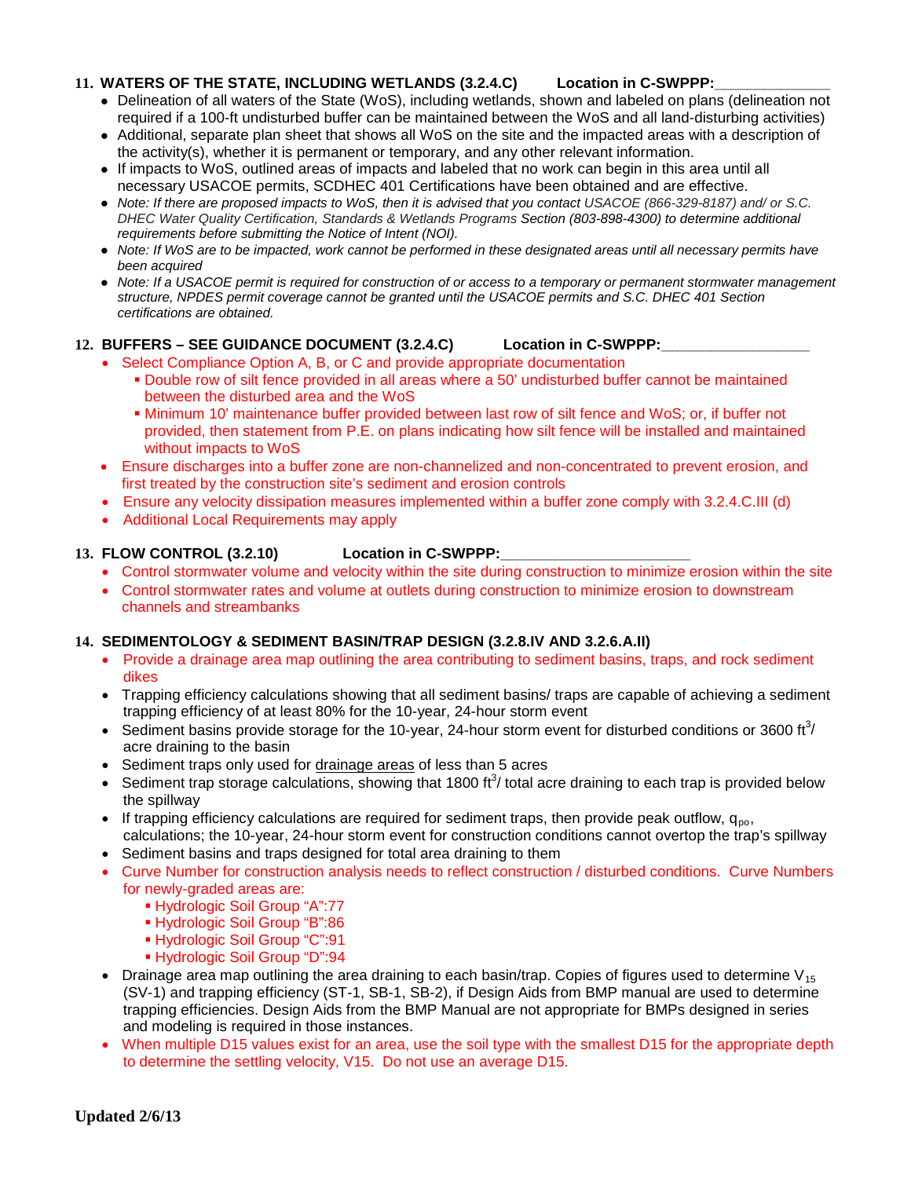**11. WATERS OF THE STATE, INCLUDING WETLANDS (3.2.4.C)  Location in C-SWPPP:\_\_\_\_\_\_\_\_\_\_\_\_\_\_**

- Delineation of all waters of the State (WoS), including wetlands, shown and labeled on plans (delineation not required if a 100-ft undisturbed buffer can be maintained between the WoS and all land-disturbing activities)
- Additional, separate plan sheet that shows all WoS on the site and the impacted areas with a description of the activity(s), whether it is permanent or temporary, and any other relevant information.
- If impacts to WoS, outlined areas of impacts and labeled that no work can begin in this area until all necessary USACOE permits, SCDHEC 401 Certifications have been obtained and are effective.
- *Note: If there are proposed impacts to WoS, then it is advised that you contact USACOE (866-329-8187) and/ or S.C. DHEC Water Quality Certification, Standards & Wetlands Programs Section (803-898-4300) to determine additional requirements before submitting the Notice of Intent (NOI).*
- *Note: If WoS are to be impacted, work cannot be performed in these designated areas until all necessary permits have been acquired*
- *Note: If a USACOE permit is required for construction of or access to a temporary or permanent stormwater management structure, NPDES permit coverage cannot be granted until the USACOE permits and S.C. DHEC 401 Section certifications are obtained.*

**12. BUFFERS – SEE GUIDANCE DOCUMENT (3.2.4.C)  Location in C-SWPPP:\_\_\_\_\_\_\_\_\_\_\_\_\_\_\_\_\_\_**

- Select Compliance Option A, B, or C and provide appropriate documentation
  - Double row of silt fence provided in all areas where a 50' undisturbed buffer cannot be maintained between the disturbed area and the WoS
  - Minimum 10' maintenance buffer provided between last row of silt fence and WoS; or, if buffer not provided, then statement from P.E. on plans indicating how silt fence will be installed and maintained without impacts to WoS
- Ensure discharges into a buffer zone are non-channelized and non-concentrated to prevent erosion, and first treated by the construction site's sediment and erosion controls
- Ensure any velocity dissipation measures implemented within a buffer zone comply with 3.2.4.C.III (d)
- Additional Local Requirements may apply

**13. FLOW CONTROL (3.2.10)  Location in C-SWPPP:\_\_\_\_\_\_\_\_\_\_\_\_\_\_\_\_\_\_\_\_\_\_\_**

- Control stormwater volume and velocity within the site during construction to minimize erosion within the site
- Control stormwater rates and volume at outlets during construction to minimize erosion to downstream channels and streambanks

**14. SEDIMENTOLOGY & SEDIMENT BASIN/TRAP DESIGN (3.2.8.IV AND 3.2.6.A.II)**

- Provide a drainage area map outlining the area contributing to sediment basins, traps, and rock sediment dikes
- Trapping efficiency calculations showing that all sediment basins/ traps are capable of achieving a sediment trapping efficiency of at least 80% for the 10-year, 24-hour storm event
- Sediment basins provide storage for the 10-year, 24-hour storm event for disturbed conditions or 3600 $ft^3$/ acre draining to the basin
- Sediment traps only used for <u>drainage areas</u> of less than 5 acres
- Sediment trap storage calculations, showing that 1800 $ft^3$/ total acre draining to each trap is provided below the spillway
- If trapping efficiency calculations are required for sediment traps, then provide peak outflow, $q_{po}$, calculations; the 10-year, 24-hour storm event for construction conditions cannot overtop the trap's spillway
- Sediment basins and traps designed for total area draining to them
- Curve Number for construction analysis needs to reflect construction / disturbed conditions. Curve Numbers for newly-graded areas are:
  - Hydrologic Soil Group "A":77
  - Hydrologic Soil Group "B":86
  - Hydrologic Soil Group "C":91
  - Hydrologic Soil Group "D":94
- Drainage area map outlining the area draining to each basin/trap. Copies of figures used to determine $V_{15}$ (SV-1) and trapping efficiency (ST-1, SB-1, SB-2), if Design Aids from BMP manual are used to determine trapping efficiencies. Design Aids from the BMP Manual are not appropriate for BMPs designed in series and modeling is required in those instances.
- When multiple D15 values exist for an area, use the soil type with the smallest D15 for the appropriate depth to determine the settling velocity, V15. Do not use an average D15.

**Updated 2/6/13**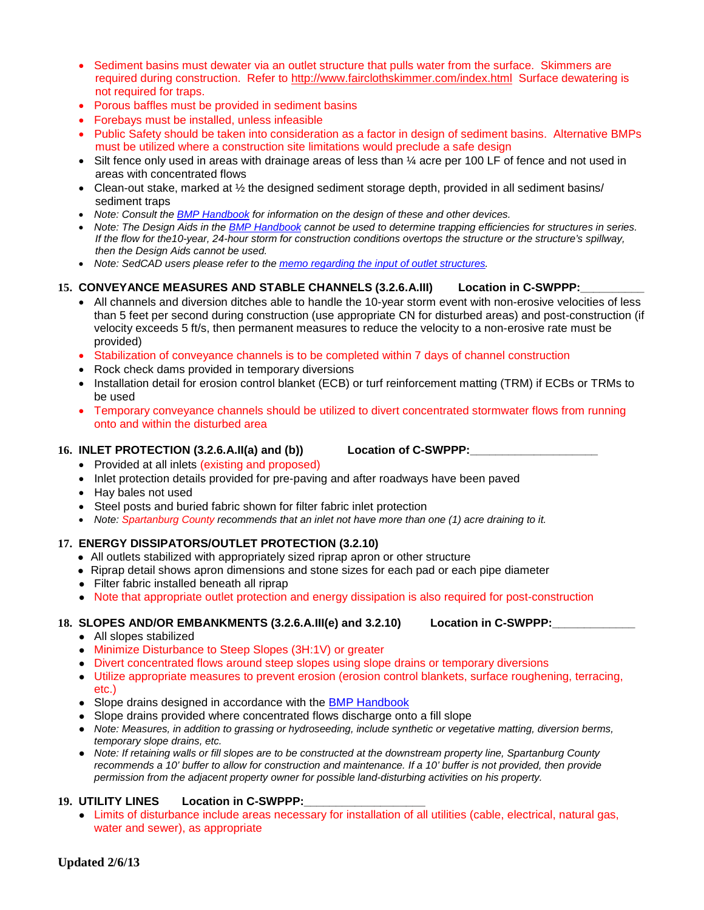- Sediment basins must dewater via an outlet structure that pulls water from the surface. Skimmers are required during construction. Refer to http://www.fairclothskimmer.com/index.html Surface dewatering is not required for traps.
- Porous baffles must be provided in sediment basins
- Forebays must be installed, unless infeasible
- Public Safety should be taken into consideration as a factor in design of sediment basins. Alternative BMPs must be utilized where a construction site limitations would preclude a safe design
- Silt fence only used in areas with drainage areas of less than ¼ acre per 100 LF of fence and not used in areas with concentrated flows
- Clean-out stake, marked at ½ the designed sediment storage depth, provided in all sediment basins/ sediment traps
- *Note: Consult the [BMP Handbook](BMP Handbook) for information on the design of these and other devices.*
- *Note: The Design Aids in the [BMP Handbook](BMP Handbook) cannot be used to determine trapping efficiencies for structures in series. If the flow for the10-year, 24-hour storm for construction conditions overtops the structure or the structure's spillway, then the Design Aids cannot be used.*
- *Note: SedCAD users please refer to the [memo regarding the input of outlet structures](memo regarding the input of outlet structures).*

**15. CONVEYANCE MEASURES AND STABLE CHANNELS (3.2.6.A.III)      Location in C-SWPPP:__________**

- All channels and diversion ditches able to handle the 10-year storm event with non-erosive velocities of less than 5 feet per second during construction (use appropriate CN for disturbed areas) and post-construction (if velocity exceeds 5 ft/s, then permanent measures to reduce the velocity to a non-erosive rate must be provided)
- Stabilization of conveyance channels is to be completed within 7 days of channel construction
- Rock check dams provided in temporary diversions
- Installation detail for erosion control blanket (ECB) or turf reinforcement matting (TRM) if ECBs or TRMs to be used
- Temporary conveyance channels should be utilized to divert concentrated stormwater flows from running onto and within the disturbed area

**16. INLET PROTECTION (3.2.6.A.II(a) and (b))      Location of C-SWPPP:____________________**

- Provided at all inlets (existing and proposed)
- Inlet protection details provided for pre-paving and after roadways have been paved
- Hay bales not used
- Steel posts and buried fabric shown for filter fabric inlet protection
- *Note: Spartanburg County recommends that an inlet not have more than one (1) acre draining to it.*

**17. ENERGY DISSIPATORS/OUTLET PROTECTION (3.2.10)**

- All outlets stabilized with appropriately sized riprap apron or other structure
- Riprap detail shows apron dimensions and stone sizes for each pad or each pipe diameter
- Filter fabric installed beneath all riprap
- Note that appropriate outlet protection and energy dissipation is also required for post-construction

**18. SLOPES AND/OR EMBANKMENTS (3.2.6.A.III(e) and 3.2.10)      Location in C-SWPPP:_____________**

- All slopes stabilized
- Minimize Disturbance to Steep Slopes (3H:1V) or greater
- Divert concentrated flows around steep slopes using slope drains or temporary diversions
- Utilize appropriate measures to prevent erosion (erosion control blankets, surface roughening, terracing, etc.)
- Slope drains designed in accordance with the [BMP Handbook](BMP Handbook)
- Slope drains provided where concentrated flows discharge onto a fill slope
- *Note: Measures, in addition to grassing or hydroseeding, include synthetic or vegetative matting, diversion berms, temporary slope drains, etc.*
- *Note: If retaining walls or fill slopes are to be constructed at the downstream property line, Spartanburg County recommends a 10' buffer to allow for construction and maintenance. If a 10' buffer is not provided, then provide permission from the adjacent property owner for possible land-disturbing activities on his property.*

**19. UTILITY LINES      Location in C-SWPPP:___________________**

- Limits of disturbance include areas necessary for installation of all utilities (cable, electrical, natural gas, water and sewer), as appropriate

**Updated 2/6/13**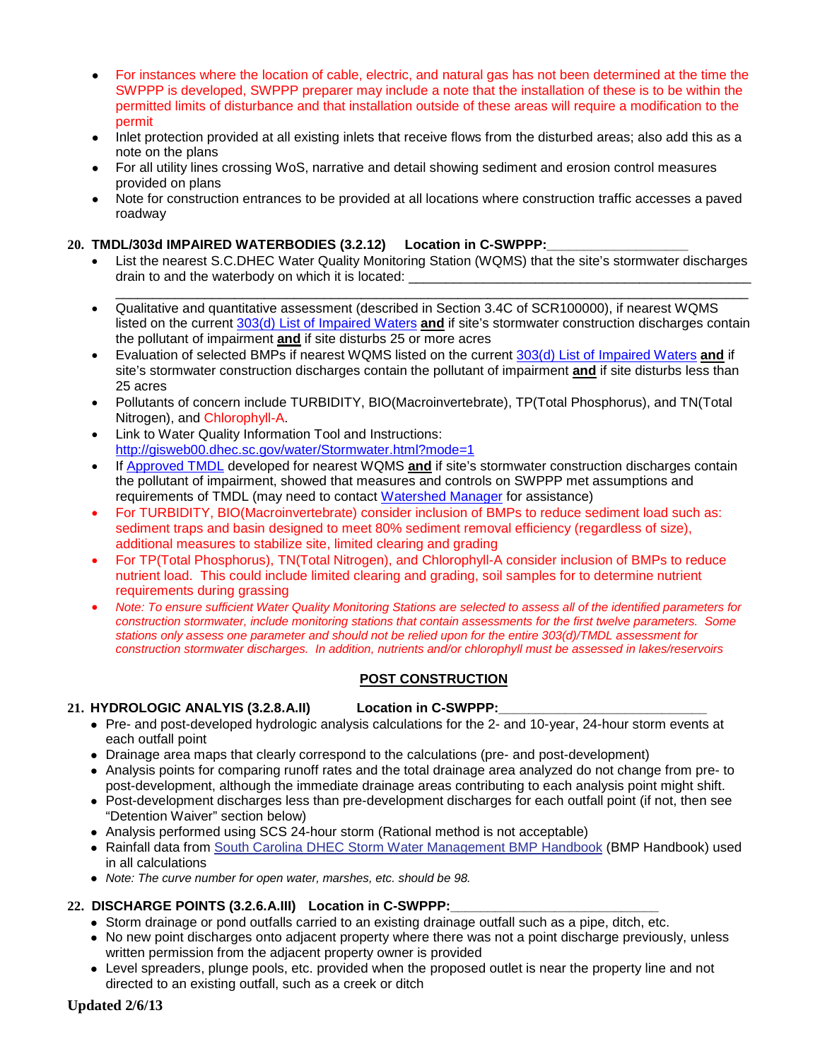- For instances where the location of cable, electric, and natural gas has not been determined at the time the SWPPP is developed, SWPPP preparer may include a note that the installation of these is to be within the permitted limits of disturbance and that installation outside of these areas will require a modification to the permit
- Inlet protection provided at all existing inlets that receive flows from the disturbed areas; also add this as a note on the plans
- For all utility lines crossing WoS, narrative and detail showing sediment and erosion control measures provided on plans
- Note for construction entrances to be provided at all locations where construction traffic accesses a paved roadway

**20. TMDL/303d IMPAIRED WATERBODIES (3.2.12) Location in C-SWPPP:___________________**

- List the nearest S.C.DHEC Water Quality Monitoring Station (WQMS) that the site's stormwater discharges drain to and the waterbody on which it is located: ______________________________________________ ______________________________________________________________________________
- Qualitative and quantitative assessment (described in Section 3.4C of SCR100000), if nearest WQMS listed on the current 303(d) List of Impaired Waters **and** if site's stormwater construction discharges contain the pollutant of impairment **and** if site disturbs 25 or more acres
- Evaluation of selected BMPs if nearest WQMS listed on the current 303(d) List of Impaired Waters **and** if site's stormwater construction discharges contain the pollutant of impairment **and** if site disturbs less than 25 acres
- Pollutants of concern include TURBIDITY, BIO(Macroinvertebrate), TP(Total Phosphorus), and TN(Total Nitrogen), and Chlorophyll-A.
- Link to Water Quality Information Tool and Instructions: http://gisweb00.dhec.sc.gov/water/Stormwater.html?mode=1
- If Approved TMDL developed for nearest WQMS **and** if site's stormwater construction discharges contain the pollutant of impairment, showed that measures and controls on SWPPP met assumptions and requirements of TMDL (may need to contact Watershed Manager for assistance)
- For TURBIDITY, BIO(Macroinvertebrate) consider inclusion of BMPs to reduce sediment load such as: sediment traps and basin designed to meet 80% sediment removal efficiency (regardless of size), additional measures to stabilize site, limited clearing and grading
- For TP(Total Phosphorus), TN(Total Nitrogen), and Chlorophyll-A consider inclusion of BMPs to reduce nutrient load. This could include limited clearing and grading, soil samples for to determine nutrient requirements during grassing
- *Note: To ensure sufficient Water Quality Monitoring Stations are selected to assess all of the identified parameters for construction stormwater, include monitoring stations that contain assessments for the first twelve parameters. Some stations only assess one parameter and should not be relied upon for the entire 303(d)/TMDL assessment for construction stormwater discharges. In addition, nutrients and/or chlorophyll must be assessed in lakes/reservoirs*

## POST CONSTRUCTION

**21. HYDROLOGIC ANALYSIS (3.2.8.A.II) Location in C-SWPPP:____________________________**

- Pre- and post-developed hydrologic analysis calculations for the 2- and 10-year, 24-hour storm events at each outfall point
- Drainage area maps that clearly correspond to the calculations (pre- and post-development)
- Analysis points for comparing runoff rates and the total drainage area analyzed do not change from pre- to post-development, although the immediate drainage areas contributing to each analysis point might shift.
- Post-development discharges less than pre-development discharges for each outfall point (if not, then see "Detention Waiver" section below)
- Analysis performed using SCS 24-hour storm (Rational method is not acceptable)
- Rainfall data from South Carolina DHEC Storm Water Management BMP Handbook (BMP Handbook) used in all calculations
- *Note: The curve number for open water, marshes, etc. should be 98.*

**22. DISCHARGE POINTS (3.2.6.A.III) Location in C-SWPPP:____________________________**

- Storm drainage or pond outfalls carried to an existing drainage outfall such as a pipe, ditch, etc.
- No new point discharges onto adjacent property where there was not a point discharge previously, unless written permission from the adjacent property owner is provided
- Level spreaders, plunge pools, etc. provided when the proposed outlet is near the property line and not directed to an existing outfall, such as a creek or ditch

**Updated 2/6/13**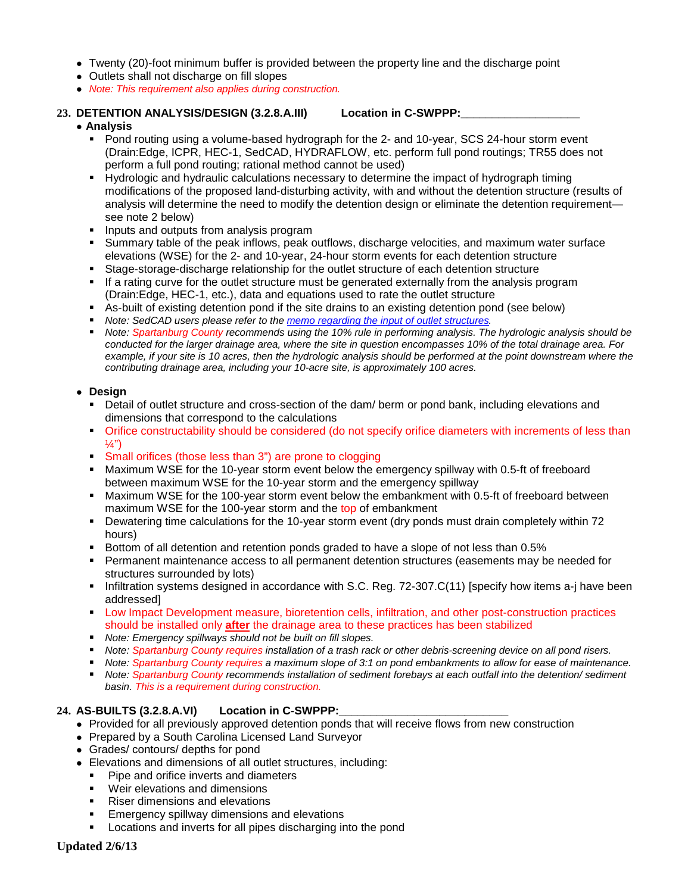- Twenty (20)-foot minimum buffer is provided between the property line and the discharge point
- Outlets shall not discharge on fill slopes
- *Note: This requirement also applies during construction.*

**23. DETENTION ANALYSIS/DESIGN (3.2.8.A.III)  Location in C-SWPPP:___________________**

- **Analysis**
  - Pond routing using a volume-based hydrograph for the 2- and 10-year, SCS 24-hour storm event (Drain:Edge, ICPR, HEC-1, SedCAD, HYDRAFLOW, etc. perform full pond routings; TR55 does not perform a full pond routing; rational method cannot be used)
  - Hydrologic and hydraulic calculations necessary to determine the impact of hydrograph timing modifications of the proposed land-disturbing activity, with and without the detention structure (results of analysis will determine the need to modify the detention design or eliminate the detention requirement—see note 2 below)
  - Inputs and outputs from analysis program
  - Summary table of the peak inflows, peak outflows, discharge velocities, and maximum water surface elevations (WSE) for the 2- and 10-year, 24-hour storm events for each detention structure
  - Stage-storage-discharge relationship for the outlet structure of each detention structure
  - If a rating curve for the outlet structure must be generated externally from the analysis program (Drain:Edge, HEC-1, etc.), data and equations used to rate the outlet structure
  - As-built of existing detention pond if the site drains to an existing detention pond (see below)
  - *Note: SedCAD users please refer to the memo regarding the input of outlet structures.*
  - *Note: Spartanburg County recommends using the 10% rule in performing analysis. The hydrologic analysis should be conducted for the larger drainage area, where the site in question encompasses 10% of the total drainage area. For example, if your site is 10 acres, then the hydrologic analysis should be performed at the point downstream where the contributing drainage area, including your 10-acre site, is approximately 100 acres.*

- **Design**
  - Detail of outlet structure and cross-section of the dam/ berm or pond bank, including elevations and dimensions that correspond to the calculations
  - Orifice constructability should be considered (do not specify orifice diameters with increments of less than ¼")
  - Small orifices (those less than 3") are prone to clogging
  - Maximum WSE for the 10-year storm event below the emergency spillway with 0.5-ft of freeboard between maximum WSE for the 10-year storm and the emergency spillway
  - Maximum WSE for the 100-year storm event below the embankment with 0.5-ft of freeboard between maximum WSE for the 100-year storm and the top of embankment
  - Dewatering time calculations for the 10-year storm event (dry ponds must drain completely within 72 hours)
  - Bottom of all detention and retention ponds graded to have a slope of not less than 0.5%
  - Permanent maintenance access to all permanent detention structures (easements may be needed for structures surrounded by lots)
  - Infiltration systems designed in accordance with S.C. Reg. 72-307.C(11) [specify how items a-j have been addressed]
  - Low Impact Development measure, bioretention cells, infiltration, and other post-construction practices should be installed only **after** the drainage area to these practices has been stabilized
  - *Note: Emergency spillways should not be built on fill slopes.*
  - *Note: Spartanburg County requires installation of a trash rack or other debris-screening device on all pond risers.*
  - *Note: Spartanburg County requires a maximum slope of 3:1 on pond embankments to allow for ease of maintenance.*
  - *Note: Spartanburg County recommends installation of sediment forebays at each outfall into the detention/ sediment basin. This is a requirement during construction.*

**24. AS-BUILTS (3.2.8.A.VI)  Location in C-SWPPP:___________________________**

- Provided for all previously approved detention ponds that will receive flows from new construction
- Prepared by a South Carolina Licensed Land Surveyor
- Grades/ contours/ depths for pond
- Elevations and dimensions of all outlet structures, including:
  - Pipe and orifice inverts and diameters
  - Weir elevations and dimensions
  - Riser dimensions and elevations
  - Emergency spillway dimensions and elevations
  - Locations and inverts for all pipes discharging into the pond

**Updated 2/6/13**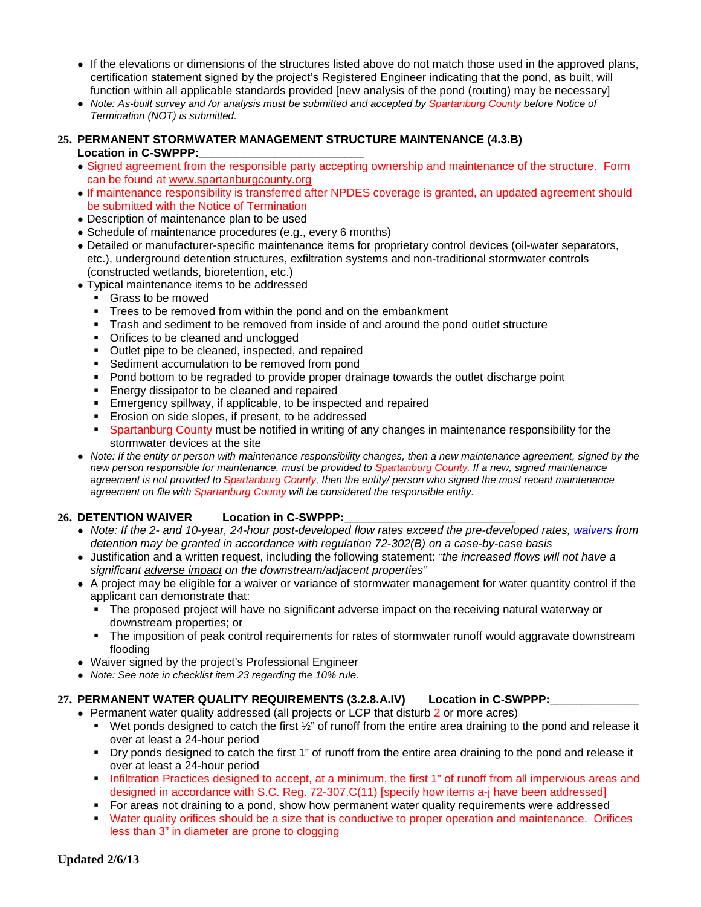- If the elevations or dimensions of the structures listed above do not match those used in the approved plans, certification statement signed by the project's Registered Engineer indicating that the pond, as built, will function within all applicable standards provided [new analysis of the pond (routing) may be necessary]
- *Note: As-built survey and /or analysis must be submitted and accepted by Spartanburg County before Notice of Termination (NOT) is submitted.*

**25. PERMANENT STORMWATER MANAGEMENT STRUCTURE MAINTENANCE (4.3.B)**
**Location in C-SWPPP:_________________________**

- Signed agreement from the responsible party accepting ownership and maintenance of the structure. Form can be found at www.spartanburgcounty.org
- If maintenance responsibility is transferred after NPDES coverage is granted, an updated agreement should be submitted with the Notice of Termination
- Description of maintenance plan to be used
- Schedule of maintenance procedures (e.g., every 6 months)
- Detailed or manufacturer-specific maintenance items for proprietary control devices (oil-water separators, etc.), underground detention structures, exfiltration systems and non-traditional stormwater controls (constructed wetlands, bioretention, etc.)
- Typical maintenance items to be addressed
  - Grass to be mowed
  - Trees to be removed from within the pond and on the embankment
  - Trash and sediment to be removed from inside of and around the pond outlet structure
  - Orifices to be cleaned and unclogged
  - Outlet pipe to be cleaned, inspected, and repaired
  - Sediment accumulation to be removed from pond
  - Pond bottom to be regraded to provide proper drainage towards the outlet discharge point
  - Energy dissipator to be cleaned and repaired
  - Emergency spillway, if applicable, to be inspected and repaired
  - Erosion on side slopes, if present, to be addressed
  - Spartanburg County must be notified in writing of any changes in maintenance responsibility for the stormwater devices at the site
- *Note: If the entity or person with maintenance responsibility changes, then a new maintenance agreement, signed by the new person responsible for maintenance, must be provided to Spartanburg County. If a new, signed maintenance agreement is not provided to Spartanburg County, then the entity/ person who signed the most recent maintenance agreement on file with Spartanburg County will be considered the responsible entity.*

**26. DETENTION WAIVER Location in C-SWPPP:__________________________**

- *Note: If the 2- and 10-year, 24-hour post-developed flow rates exceed the pre-developed rates, waivers from detention may be granted in accordance with regulation 72-302(B) on a case-by-case basis*
- Justification and a written request, including the following statement: "*the increased flows will not have a significant adverse impact on the downstream/adjacent properties*"
- A project may be eligible for a waiver or variance of stormwater management for water quantity control if the applicant can demonstrate that:
  - The proposed project will have no significant adverse impact on the receiving natural waterway or downstream properties; or
  - The imposition of peak control requirements for rates of stormwater runoff would aggravate downstream flooding
- Waiver signed by the project's Professional Engineer
- *Note: See note in checklist item 23 regarding the 10% rule.*

**27. PERMANENT WATER QUALITY REQUIREMENTS (3.2.8.A.IV) Location in C-SWPPP:_____________**

- Permanent water quality addressed (all projects or LCP that disturb 2 or more acres)
  - Wet ponds designed to catch the first ½" of runoff from the entire area draining to the pond and release it over at least a 24-hour period
  - Dry ponds designed to catch the first 1" of runoff from the entire area draining to the pond and release it over at least a 24-hour period
  - Infiltration Practices designed to accept, at a minimum, the first 1" of runoff from all impervious areas and designed in accordance with S.C. Reg. 72-307.C(11) [specify how items a-j have been addressed]
  - For areas not draining to a pond, show how permanent water quality requirements were addressed
  - Water quality orifices should be a size that is conductive to proper operation and maintenance. Orifices less than 3" in diameter are prone to clogging

**Updated 2/6/13**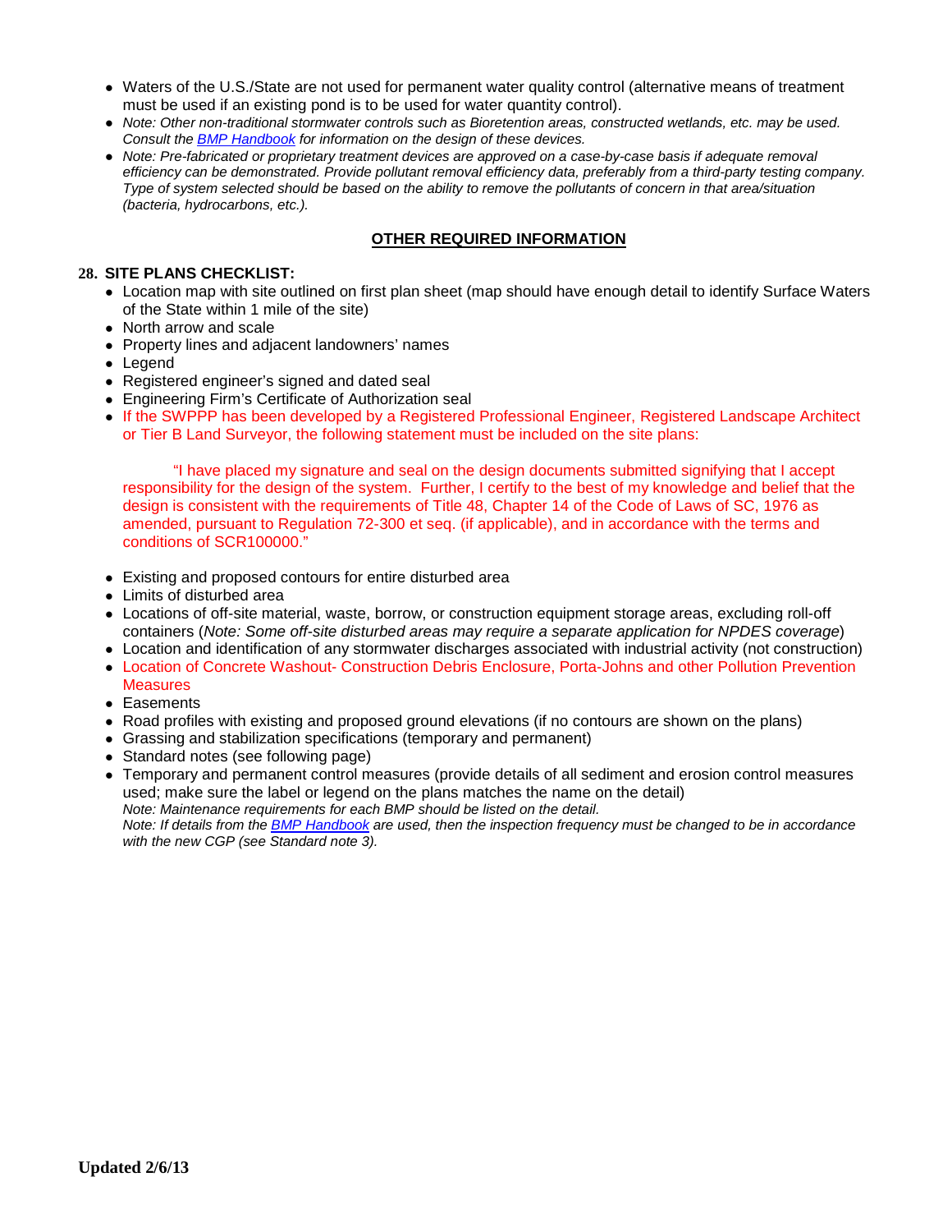- Waters of the U.S./State are not used for permanent water quality control (alternative means of treatment must be used if an existing pond is to be used for water quantity control).
- *Note: Other non-traditional stormwater controls such as Bioretention areas, constructed wetlands, etc. may be used. Consult the [BMP Handbook] for information on the design of these devices.*
- *Note: Pre-fabricated or proprietary treatment devices are approved on a case-by-case basis if adequate removal efficiency can be demonstrated. Provide pollutant removal efficiency data, preferably from a third-party testing company. Type of system selected should be based on the ability to remove the pollutants of concern in that area/situation (bacteria, hydrocarbons, etc.).*

## OTHER REQUIRED INFORMATION

**28. SITE PLANS CHECKLIST:**

- Location map with site outlined on first plan sheet (map should have enough detail to identify Surface Waters of the State within 1 mile of the site)
- North arrow and scale
- Property lines and adjacent landowners' names
- Legend
- Registered engineer's signed and dated seal
- Engineering Firm's Certificate of Authorization seal
- If the SWPPP has been developed by a Registered Professional Engineer, Registered Landscape Architect or Tier B Land Surveyor, the following statement must be included on the site plans:

  "I have placed my signature and seal on the design documents submitted signifying that I accept responsibility for the design of the system. Further, I certify to the best of my knowledge and belief that the design is consistent with the requirements of Title 48, Chapter 14 of the Code of Laws of SC, 1976 as amended, pursuant to Regulation 72-300 et seq. (if applicable), and in accordance with the terms and conditions of SCR100000."

- Existing and proposed contours for entire disturbed area
- Limits of disturbed area
- Locations of off-site material, waste, borrow, or construction equipment storage areas, excluding roll-off containers (*Note: Some off-site disturbed areas may require a separate application for NPDES coverage*)
- Location and identification of any stormwater discharges associated with industrial activity (not construction)
- Location of Concrete Washout- Construction Debris Enclosure, Porta-Johns and other Pollution Prevention Measures
- Easements
- Road profiles with existing and proposed ground elevations (if no contours are shown on the plans)
- Grassing and stabilization specifications (temporary and permanent)
- Standard notes (see following page)
- Temporary and permanent control measures (provide details of all sediment and erosion control measures used; make sure the label or legend on the plans matches the name on the detail)
  *Note: Maintenance requirements for each BMP should be listed on the detail.*
  *Note: If details from the [BMP Handbook] are used, then the inspection frequency must be changed to be in accordance with the new CGP (see Standard note 3).*

**Updated 2/6/13**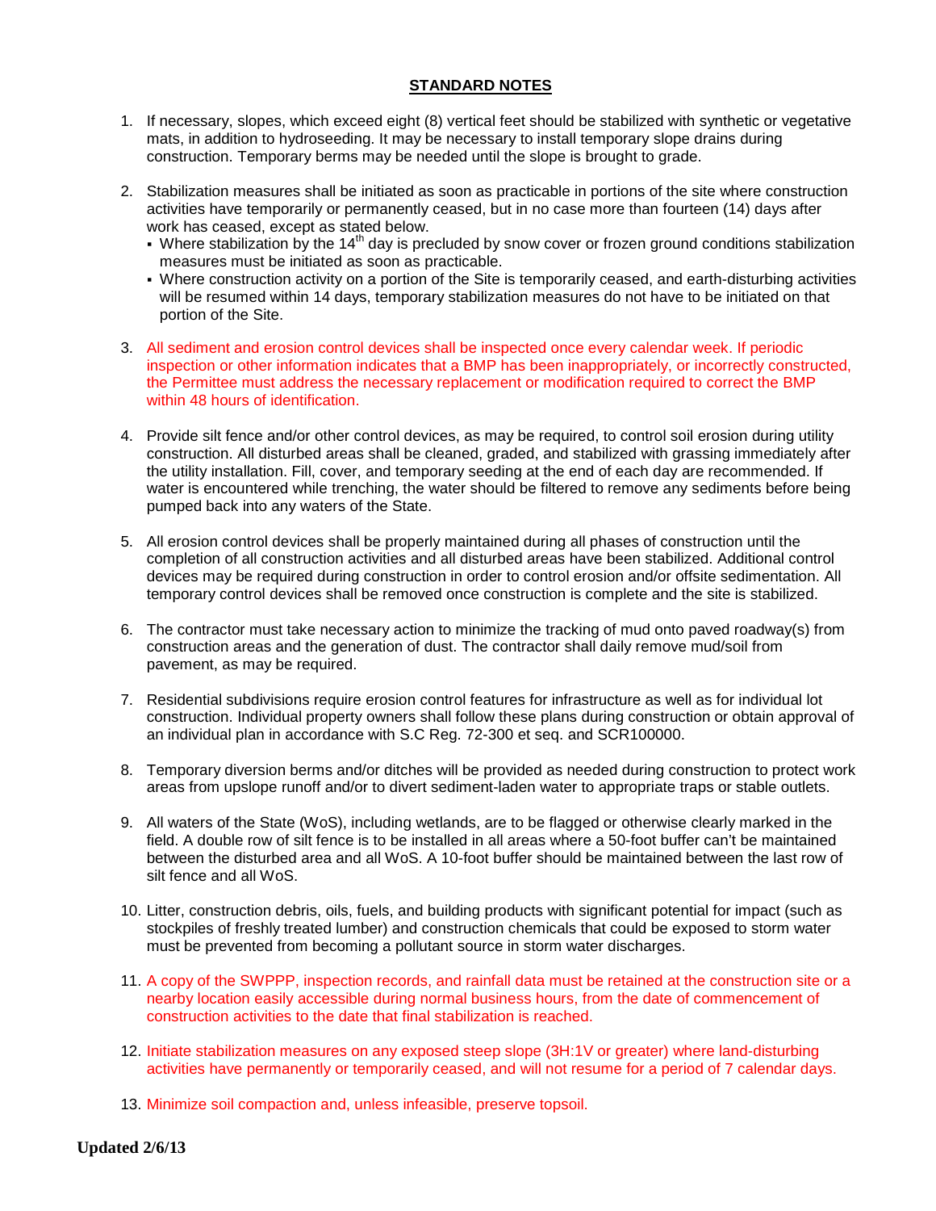## STANDARD NOTES

1. If necessary, slopes, which exceed eight (8) vertical feet should be stabilized with synthetic or vegetative mats, in addition to hydroseeding. It may be necessary to install temporary slope drains during construction. Temporary berms may be needed until the slope is brought to grade.

2. Stabilization measures shall be initiated as soon as practicable in portions of the site where construction activities have temporarily or permanently ceased, but in no case more than fourteen (14) days after work has ceased, except as stated below.
   - Where stabilization by the 14th day is precluded by snow cover or frozen ground conditions stabilization measures must be initiated as soon as practicable.
   - Where construction activity on a portion of the Site is temporarily ceased, and earth-disturbing activities will be resumed within 14 days, temporary stabilization measures do not have to be initiated on that portion of the Site.

3. All sediment and erosion control devices shall be inspected once every calendar week. If periodic inspection or other information indicates that a BMP has been inappropriately, or incorrectly constructed, the Permittee must address the necessary replacement or modification required to correct the BMP within 48 hours of identification.

4. Provide silt fence and/or other control devices, as may be required, to control soil erosion during utility construction. All disturbed areas shall be cleaned, graded, and stabilized with grassing immediately after the utility installation. Fill, cover, and temporary seeding at the end of each day are recommended. If water is encountered while trenching, the water should be filtered to remove any sediments before being pumped back into any waters of the State.

5. All erosion control devices shall be properly maintained during all phases of construction until the completion of all construction activities and all disturbed areas have been stabilized. Additional control devices may be required during construction in order to control erosion and/or offsite sedimentation. All temporary control devices shall be removed once construction is complete and the site is stabilized.

6. The contractor must take necessary action to minimize the tracking of mud onto paved roadway(s) from construction areas and the generation of dust. The contractor shall daily remove mud/soil from pavement, as may be required.

7. Residential subdivisions require erosion control features for infrastructure as well as for individual lot construction. Individual property owners shall follow these plans during construction or obtain approval of an individual plan in accordance with S.C Reg. 72-300 et seq. and SCR100000.

8. Temporary diversion berms and/or ditches will be provided as needed during construction to protect work areas from upslope runoff and/or to divert sediment-laden water to appropriate traps or stable outlets.

9. All waters of the State (WoS), including wetlands, are to be flagged or otherwise clearly marked in the field. A double row of silt fence is to be installed in all areas where a 50-foot buffer can't be maintained between the disturbed area and all WoS. A 10-foot buffer should be maintained between the last row of silt fence and all WoS.

10. Litter, construction debris, oils, fuels, and building products with significant potential for impact (such as stockpiles of freshly treated lumber) and construction chemicals that could be exposed to storm water must be prevented from becoming a pollutant source in storm water discharges.

11. A copy of the SWPPP, inspection records, and rainfall data must be retained at the construction site or a nearby location easily accessible during normal business hours, from the date of commencement of construction activities to the date that final stabilization is reached.

12. Initiate stabilization measures on any exposed steep slope (3H:1V or greater) where land-disturbing activities have permanently or temporarily ceased, and will not resume for a period of 7 calendar days.

13. Minimize soil compaction and, unless infeasible, preserve topsoil.

**Updated 2/6/13**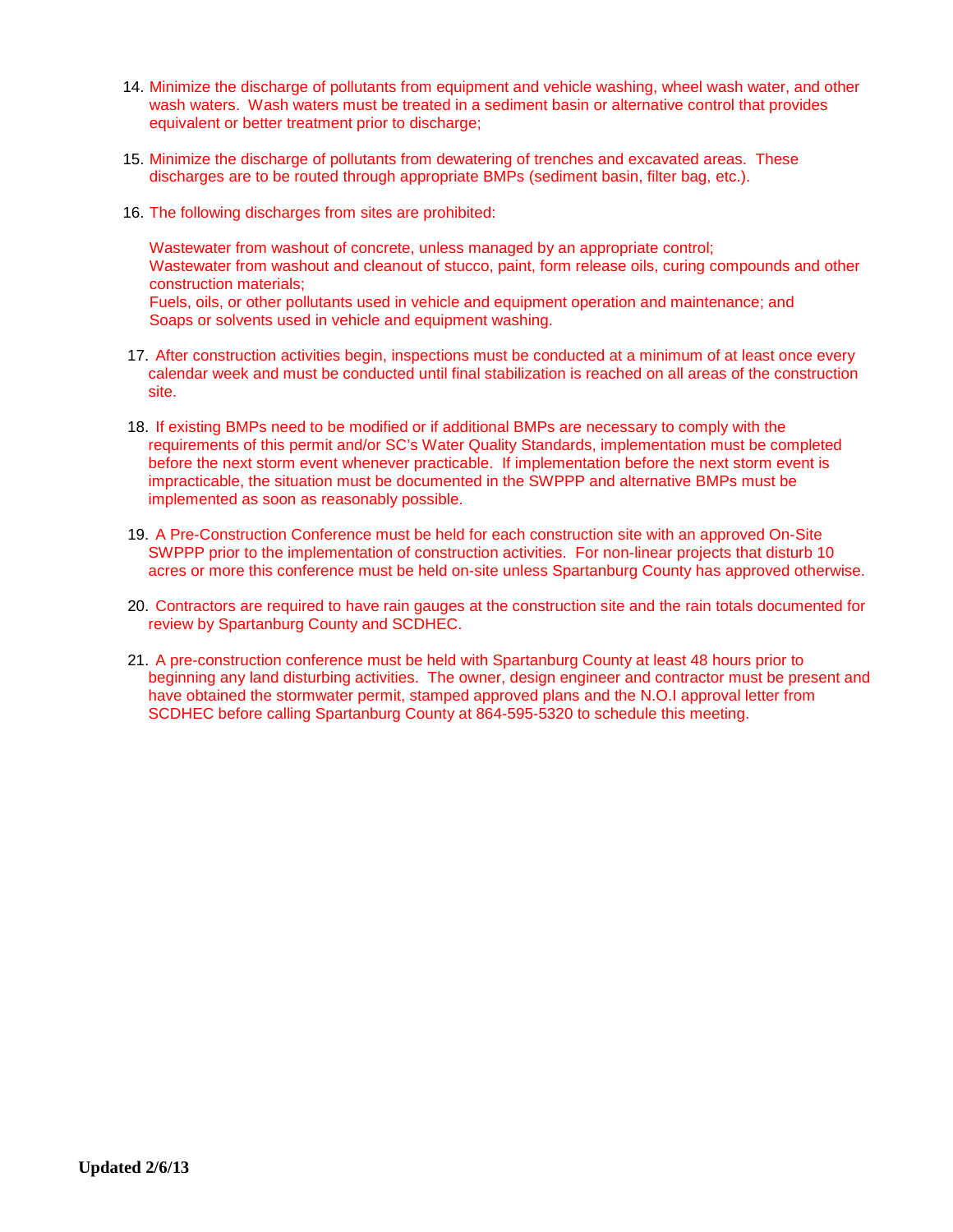14. Minimize the discharge of pollutants from equipment and vehicle washing, wheel wash water, and other wash waters. Wash waters must be treated in a sediment basin or alternative control that provides equivalent or better treatment prior to discharge;

15. Minimize the discharge of pollutants from dewatering of trenches and excavated areas. These discharges are to be routed through appropriate BMPs (sediment basin, filter bag, etc.).

16. The following discharges from sites are prohibited:

    Wastewater from washout of concrete, unless managed by an appropriate control;
    Wastewater from washout and cleanout of stucco, paint, form release oils, curing compounds and other construction materials;
    Fuels, oils, or other pollutants used in vehicle and equipment operation and maintenance; and
    Soaps or solvents used in vehicle and equipment washing.

17. After construction activities begin, inspections must be conducted at a minimum of at least once every calendar week and must be conducted until final stabilization is reached on all areas of the construction site.

18. If existing BMPs need to be modified or if additional BMPs are necessary to comply with the requirements of this permit and/or SC's Water Quality Standards, implementation must be completed before the next storm event whenever practicable. If implementation before the next storm event is impracticable, the situation must be documented in the SWPPP and alternative BMPs must be implemented as soon as reasonably possible.

19. A Pre-Construction Conference must be held for each construction site with an approved On-Site SWPPP prior to the implementation of construction activities. For non-linear projects that disturb 10 acres or more this conference must be held on-site unless Spartanburg County has approved otherwise.

20. Contractors are required to have rain gauges at the construction site and the rain totals documented for review by Spartanburg County and SCDHEC.

21. A pre-construction conference must be held with Spartanburg County at least 48 hours prior to beginning any land disturbing activities. The owner, design engineer and contractor must be present and have obtained the stormwater permit, stamped approved plans and the N.O.I approval letter from SCDHEC before calling Spartanburg County at 864-595-5320 to schedule this meeting.

**Updated 2/6/13**